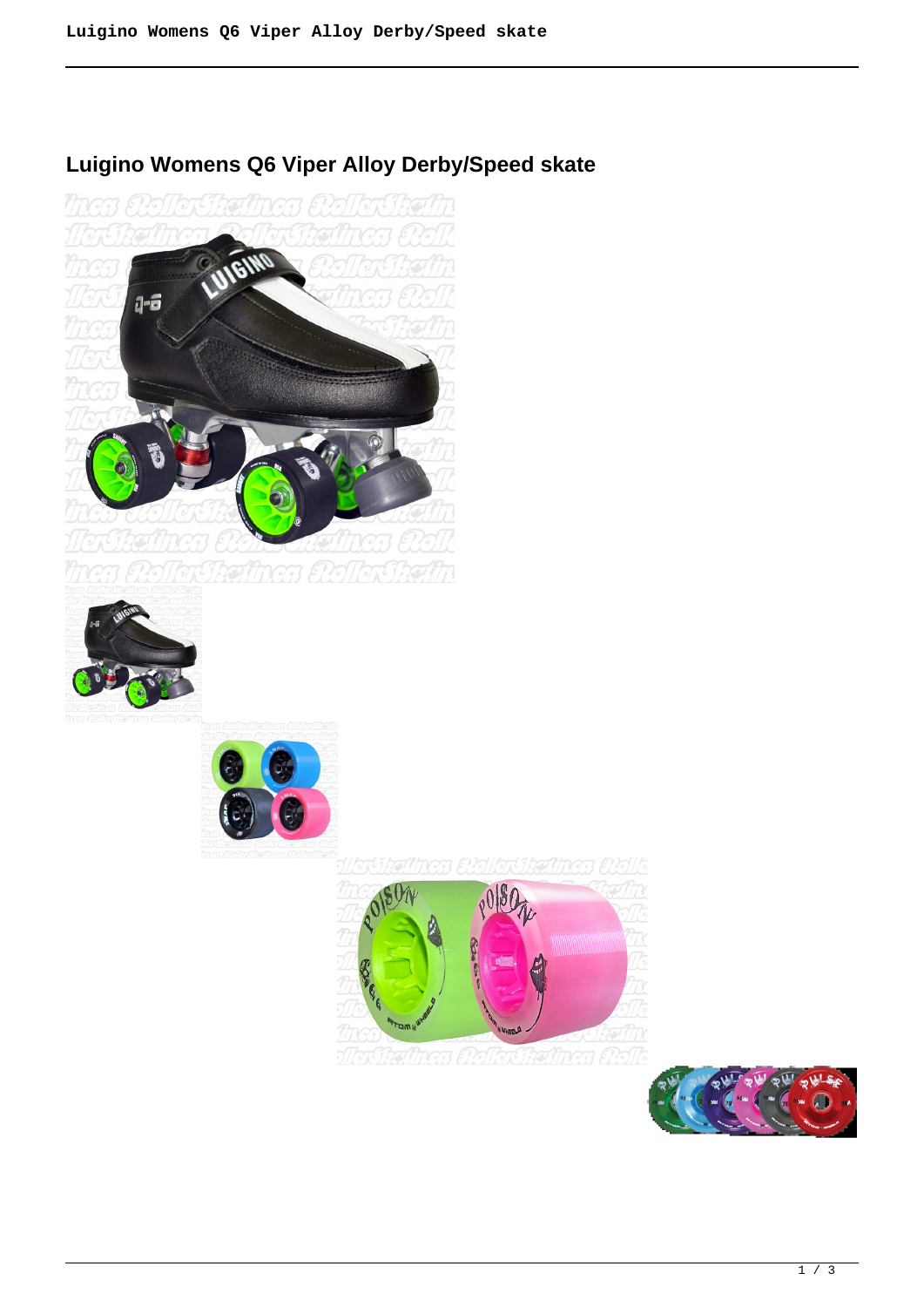# Luigino Womens Q6 Viper Alloy Derby/Speed skate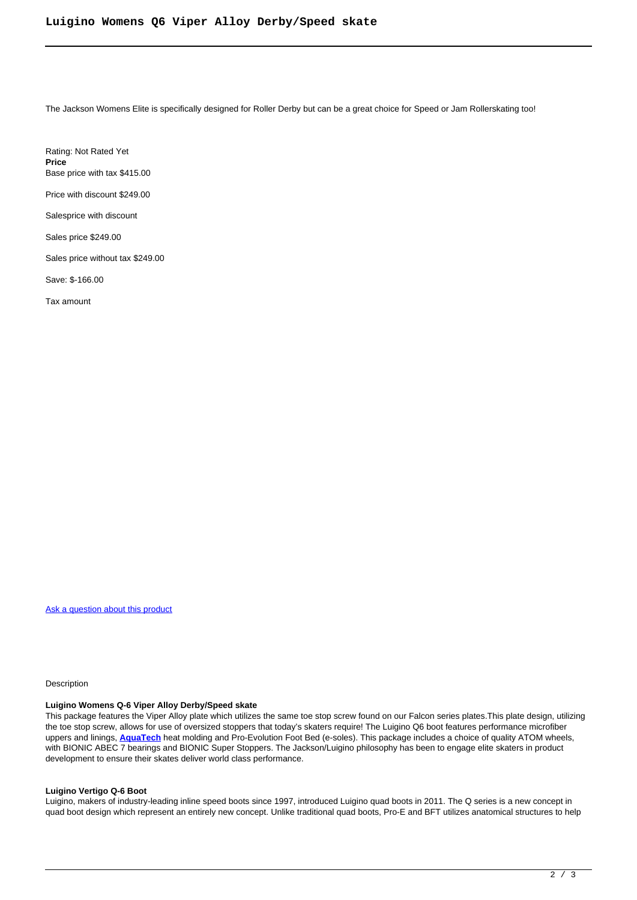The Jackson Womens Elite is specifically designed for Roller Derby but can be a great choice for Speed or Jam Rollerskating too!

Rating: Not Rated Yet
**Price**
Base price with tax $415.00

Price with discount $249.00

Salesprice with discount

Sales price $249.00

Sales price without tax $249.00

Save: $-166.00

Tax amount

[Ask a question about this product]

Description

**Luigino Womens Q-6 Viper Alloy Derby/Speed skate**
This package features the Viper Alloy plate which utilizes the same toe stop screw found on our Falcon series plates.This plate design, utilizing the toe stop screw, allows for use of oversized stoppers that today's skaters require! The Luigino Q6 boot features performance microfiber uppers and linings, **AquaTech** heat molding and Pro-Evolution Foot Bed (e-soles). This package includes a choice of quality ATOM wheels, with BIONIC ABEC 7 bearings and BIONIC Super Stoppers. The Jackson/Luigino philosophy has been to engage elite skaters in product development to ensure their skates deliver world class performance.

**Luigino Vertigo Q-6 Boot**
Luigino, makers of industry-leading inline speed boots since 1997, introduced Luigino quad boots in 2011. The Q series is a new concept in quad boot design which represent an entirely new concept. Unlike traditional quad boots, Pro-E and BFT utilizes anatomical structures to help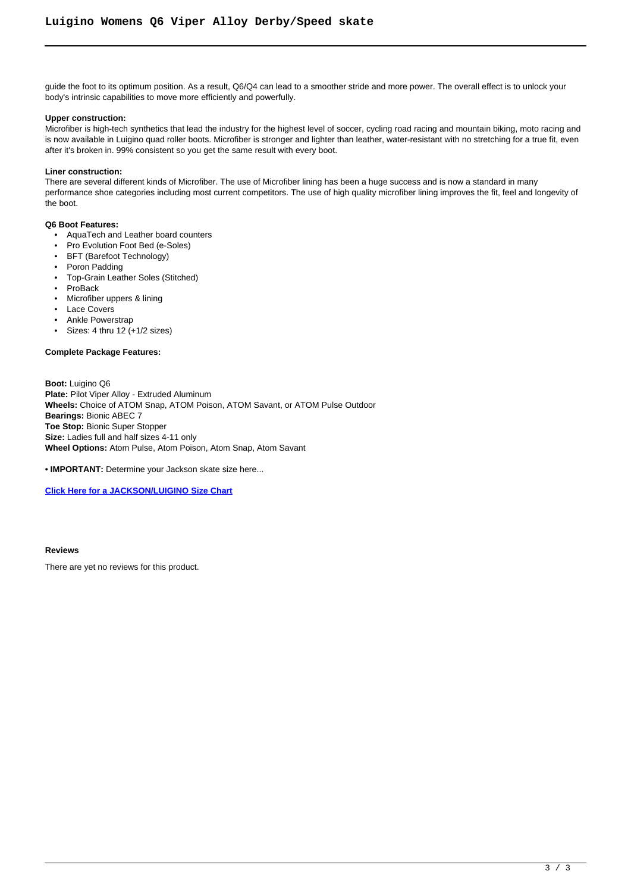guide the foot to its optimum position. As a result, Q6/Q4 can lead to a smoother stride and more power. The overall effect is to unlock your body's intrinsic capabilities to move more efficiently and powerfully.

**Upper construction:**
Microfiber is high-tech synthetics that lead the industry for the highest level of soccer, cycling road racing and mountain biking, moto racing and is now available in Luigino quad roller boots. Microfiber is stronger and lighter than leather, water-resistant with no stretching for a true fit, even after it's broken in. 99% consistent so you get the same result with every boot.

**Liner construction:**
There are several different kinds of Microfiber. The use of Microfiber lining has been a huge success and is now a standard in many performance shoe categories including most current competitors. The use of high quality microfiber lining improves the fit, feel and longevity of the boot.

**Q6 Boot Features:**

- AquaTech and Leather board counters
- Pro Evolution Foot Bed (e-Soles)
- BFT (Barefoot Technology)
- Poron Padding
- Top-Grain Leather Soles (Stitched)
- ProBack
- Microfiber uppers & lining
- Lace Covers
- Ankle Powerstrap
- Sizes: 4 thru 12 (+1/2 sizes)

**Complete Package Features:**

**Boot:** Luigino Q6
**Plate:** Pilot Viper Alloy - Extruded Aluminum
**Wheels:** Choice of ATOM Snap, ATOM Poison, ATOM Savant, or ATOM Pulse Outdoor
**Bearings:** Bionic ABEC 7
**Toe Stop:** Bionic Super Stopper
**Size:** Ladies full and half sizes 4-11 only
**Wheel Options:** Atom Pulse, Atom Poison, Atom Snap, Atom Savant

• **IMPORTANT:** Determine your Jackson skate size here...

**Click Here for a JACKSON/LUIGINO Size Chart**

**Reviews**

There are yet no reviews for this product.